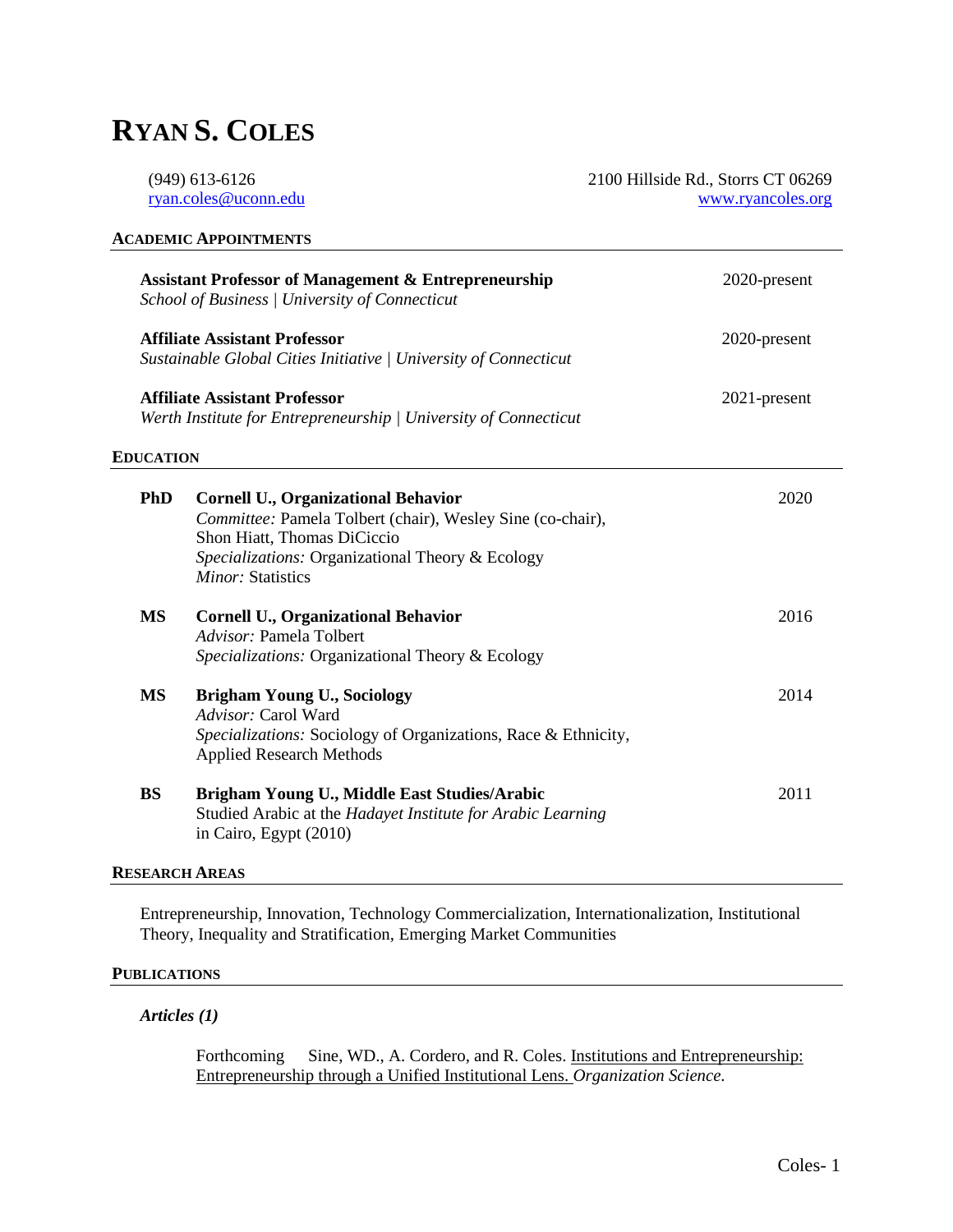# RYAN S. COLES

(949) 613-6126
ryan.coles@uconn.edu

2100 Hillside Rd., Storrs CT 06269
www.ryancoles.org

## ACADEMIC APPOINTMENTS

**Assistant Professor of Management & Entrepreneurship** — 2020-present
*School of Business | University of Connecticut*

**Affiliate Assistant Professor** — 2020-present
*Sustainable Global Cities Initiative | University of Connecticut*

**Affiliate Assistant Professor** — 2021-present
*Werth Institute for Entrepreneurship | University of Connecticut*

## EDUCATION

**PhD** — **Cornell U., Organizational Behavior** — 2020
*Committee:* Pamela Tolbert (chair), Wesley Sine (co-chair), Shon Hiatt, Thomas DiCiccio
*Specializations:* Organizational Theory & Ecology
*Minor:* Statistics

**MS** — **Cornell U., Organizational Behavior** — 2016
*Advisor:* Pamela Tolbert
*Specializations:* Organizational Theory & Ecology

**MS** — **Brigham Young U., Sociology** — 2014
*Advisor:* Carol Ward
*Specializations:* Sociology of Organizations, Race & Ethnicity, Applied Research Methods

**BS** — **Brigham Young U., Middle East Studies/Arabic** — 2011
Studied Arabic at the *Hadayet Institute for Arabic Learning* in Cairo, Egypt (2010)

## RESEARCH AREAS

Entrepreneurship, Innovation, Technology Commercialization, Internationalization, Institutional Theory, Inequality and Stratification, Emerging Market Communities

## PUBLICATIONS

### *Articles (1)*

Forthcoming — Sine, WD., A. Cordero, and R. Coles. Institutions and Entrepreneurship: Entrepreneurship through a Unified Institutional Lens. *Organization Science.*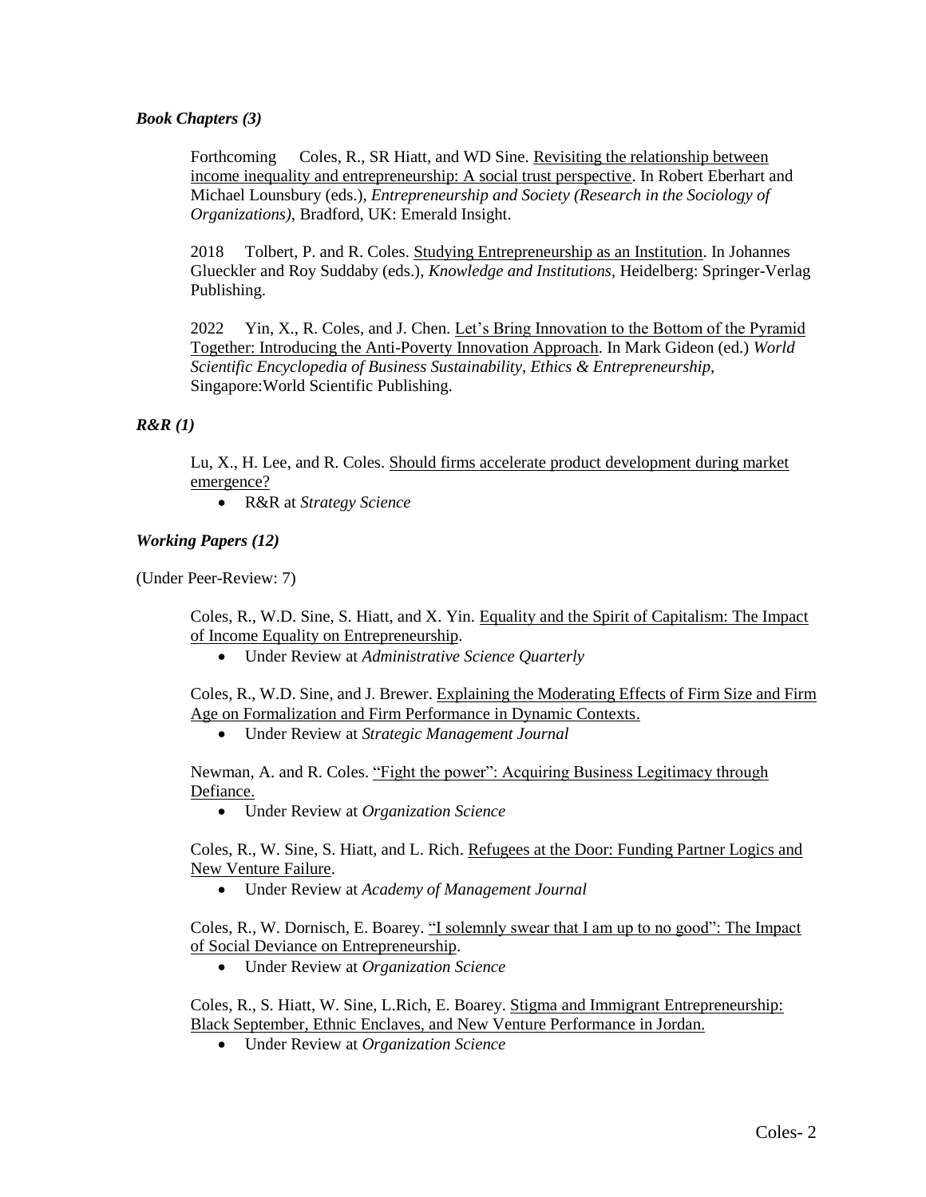### *Book Chapters (3)*

Forthcoming Coles, R., SR Hiatt, and WD Sine. Revisiting the relationship between income inequality and entrepreneurship: A social trust perspective. In Robert Eberhart and Michael Lounsbury (eds.), *Entrepreneurship and Society (Research in the Sociology of Organizations)*, Bradford, UK: Emerald Insight.

2018 Tolbert, P. and R. Coles. Studying Entrepreneurship as an Institution. In Johannes Glueckler and Roy Suddaby (eds.), *Knowledge and Institutions*, Heidelberg: Springer-Verlag Publishing.

2022 Yin, X., R. Coles, and J. Chen. Let's Bring Innovation to the Bottom of the Pyramid Together: Introducing the Anti-Poverty Innovation Approach. In Mark Gideon (ed.) *World Scientific Encyclopedia of Business Sustainability, Ethics & Entrepreneurship*, Singapore:World Scientific Publishing.

### *R&R (1)*

Lu, X., H. Lee, and R. Coles. Should firms accelerate product development during market emergence?

- R&R at *Strategy Science*

### *Working Papers (12)*

(Under Peer-Review: 7)

Coles, R., W.D. Sine, S. Hiatt, and X. Yin. Equality and the Spirit of Capitalism: The Impact of Income Equality on Entrepreneurship.

- Under Review at *Administrative Science Quarterly*

Coles, R., W.D. Sine, and J. Brewer. Explaining the Moderating Effects of Firm Size and Firm Age on Formalization and Firm Performance in Dynamic Contexts.

- Under Review at *Strategic Management Journal*

Newman, A. and R. Coles. "Fight the power": Acquiring Business Legitimacy through Defiance.

- Under Review at *Organization Science*

Coles, R., W. Sine, S. Hiatt, and L. Rich. Refugees at the Door: Funding Partner Logics and New Venture Failure.

- Under Review at *Academy of Management Journal*

Coles, R., W. Dornisch, E. Boarey. "I solemnly swear that I am up to no good": The Impact of Social Deviance on Entrepreneurship.

- Under Review at *Organization Science*

Coles, R., S. Hiatt, W. Sine, L.Rich, E. Boarey. Stigma and Immigrant Entrepreneurship: Black September, Ethnic Enclaves, and New Venture Performance in Jordan.

- Under Review at *Organization Science*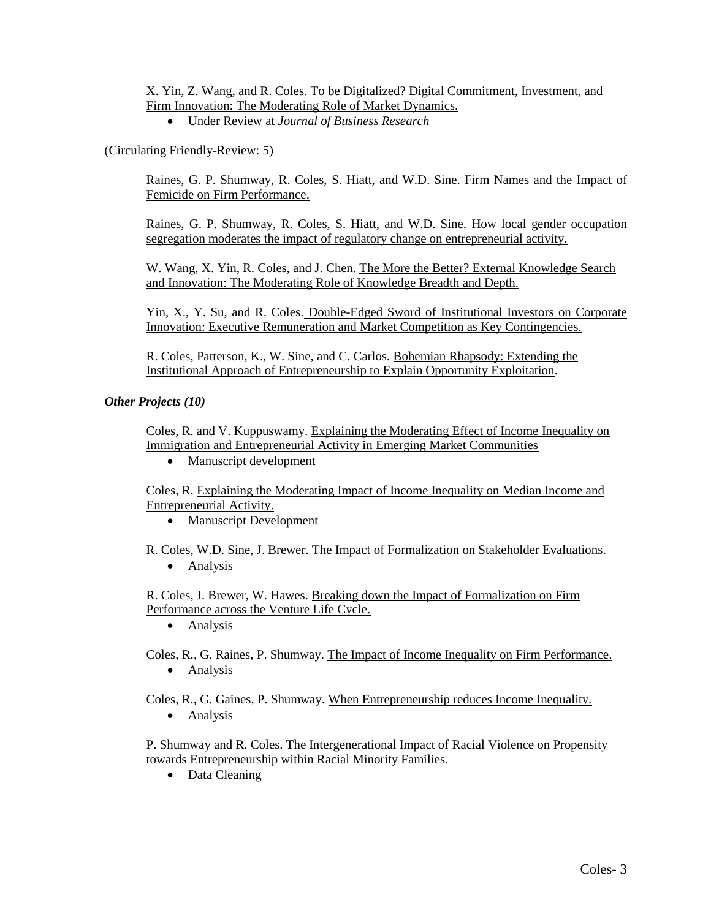X. Yin, Z. Wang, and R. Coles. To be Digitalized? Digital Commitment, Investment, and Firm Innovation: The Moderating Role of Market Dynamics.

- Under Review at *Journal of Business Research*

(Circulating Friendly-Review: 5)

Raines, G. P. Shumway, R. Coles, S. Hiatt, and W.D. Sine. Firm Names and the Impact of Femicide on Firm Performance.

Raines, G. P. Shumway, R. Coles, S. Hiatt, and W.D. Sine. How local gender occupation segregation moderates the impact of regulatory change on entrepreneurial activity.

W. Wang, X. Yin, R. Coles, and J. Chen. The More the Better? External Knowledge Search and Innovation: The Moderating Role of Knowledge Breadth and Depth.

Yin, X., Y. Su, and R. Coles. Double-Edged Sword of Institutional Investors on Corporate Innovation: Executive Remuneration and Market Competition as Key Contingencies.

R. Coles, Patterson, K., W. Sine, and C. Carlos. Bohemian Rhapsody: Extending the Institutional Approach of Entrepreneurship to Explain Opportunity Exploitation.

***Other Projects (10)***

Coles, R. and V. Kuppuswamy. Explaining the Moderating Effect of Income Inequality on Immigration and Entrepreneurial Activity in Emerging Market Communities

- Manuscript development

Coles, R. Explaining the Moderating Impact of Income Inequality on Median Income and Entrepreneurial Activity.

- Manuscript Development

R. Coles, W.D. Sine, J. Brewer. The Impact of Formalization on Stakeholder Evaluations.

- Analysis

R. Coles, J. Brewer, W. Hawes. Breaking down the Impact of Formalization on Firm Performance across the Venture Life Cycle.

- Analysis

Coles, R., G. Raines, P. Shumway. The Impact of Income Inequality on Firm Performance.

- Analysis

Coles, R., G. Gaines, P. Shumway. When Entrepreneurship reduces Income Inequality.

- Analysis

P. Shumway and R. Coles. The Intergenerational Impact of Racial Violence on Propensity towards Entrepreneurship within Racial Minority Families.

- Data Cleaning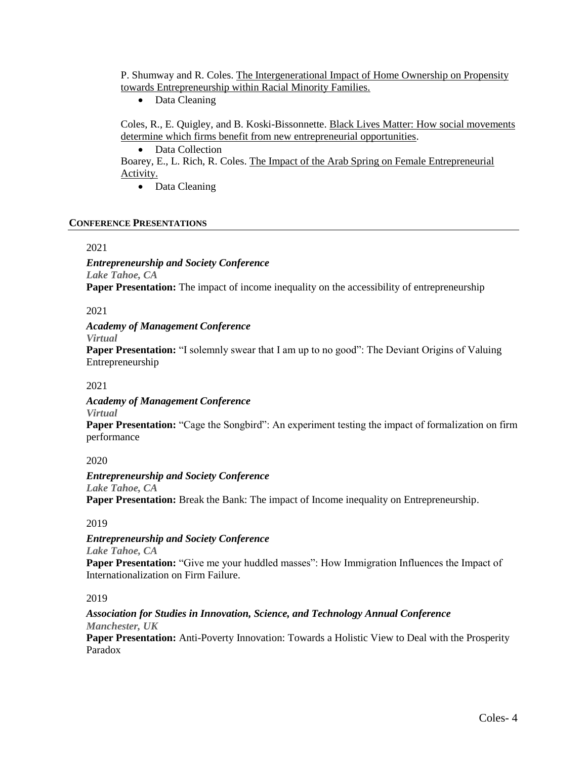P. Shumway and R. Coles. The Intergenerational Impact of Home Ownership on Propensity towards Entrepreneurship within Racial Minority Families.

- Data Cleaning

Coles, R., E. Quigley, and B. Koski-Bissonnette. Black Lives Matter: How social movements determine which firms benefit from new entrepreneurial opportunities.

- Data Collection

Boarey, E., L. Rich, R. Coles. The Impact of the Arab Spring on Female Entrepreneurial Activity.

- Data Cleaning

## CONFERENCE PRESENTATIONS

2021

***Entrepreneurship and Society Conference***
***Lake Tahoe, CA***
**Paper Presentation:** The impact of income inequality on the accessibility of entrepreneurship

2021

***Academy of Management Conference***
***Virtual***
**Paper Presentation:** "I solemnly swear that I am up to no good": The Deviant Origins of Valuing Entrepreneurship

2021

***Academy of Management Conference***
***Virtual***
**Paper Presentation:** "Cage the Songbird": An experiment testing the impact of formalization on firm performance

2020

***Entrepreneurship and Society Conference***
***Lake Tahoe, CA***
**Paper Presentation:** Break the Bank: The impact of Income inequality on Entrepreneurship.

2019

***Entrepreneurship and Society Conference***
***Lake Tahoe, CA***
**Paper Presentation:** "Give me your huddled masses": How Immigration Influences the Impact of Internationalization on Firm Failure.

2019

***Association for Studies in Innovation, Science, and Technology Annual Conference***
***Manchester, UK***
**Paper Presentation:** Anti-Poverty Innovation: Towards a Holistic View to Deal with the Prosperity Paradox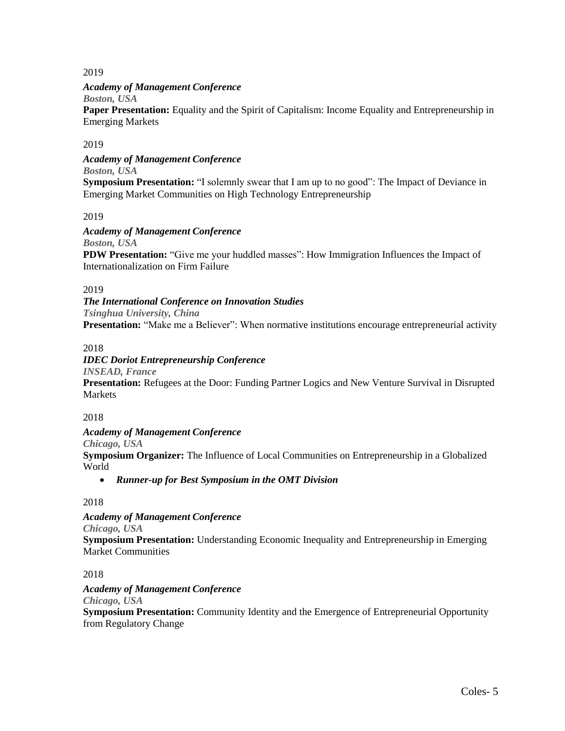2019

***Academy of Management Conference***
***Boston, USA***
**Paper Presentation:** Equality and the Spirit of Capitalism: Income Equality and Entrepreneurship in Emerging Markets

2019

***Academy of Management Conference***
***Boston, USA***
**Symposium Presentation:** "I solemnly swear that I am up to no good": The Impact of Deviance in Emerging Market Communities on High Technology Entrepreneurship

2019

***Academy of Management Conference***
***Boston, USA***
**PDW Presentation:** "Give me your huddled masses": How Immigration Influences the Impact of Internationalization on Firm Failure

2019

***The International Conference on Innovation Studies***
***Tsinghua University, China***
**Presentation:** "Make me a Believer": When normative institutions encourage entrepreneurial activity

2018

***IDEC Doriot Entrepreneurship Conference***
***INSEAD, France***
**Presentation:** Refugees at the Door: Funding Partner Logics and New Venture Survival in Disrupted Markets

2018

***Academy of Management Conference***
***Chicago, USA***
**Symposium Organizer:** The Influence of Local Communities on Entrepreneurship in a Globalized World

- ***Runner-up for Best Symposium in the OMT Division***

2018

***Academy of Management Conference***
***Chicago, USA***
**Symposium Presentation:** Understanding Economic Inequality and Entrepreneurship in Emerging Market Communities

2018

***Academy of Management Conference***
***Chicago, USA***
**Symposium Presentation:** Community Identity and the Emergence of Entrepreneurial Opportunity from Regulatory Change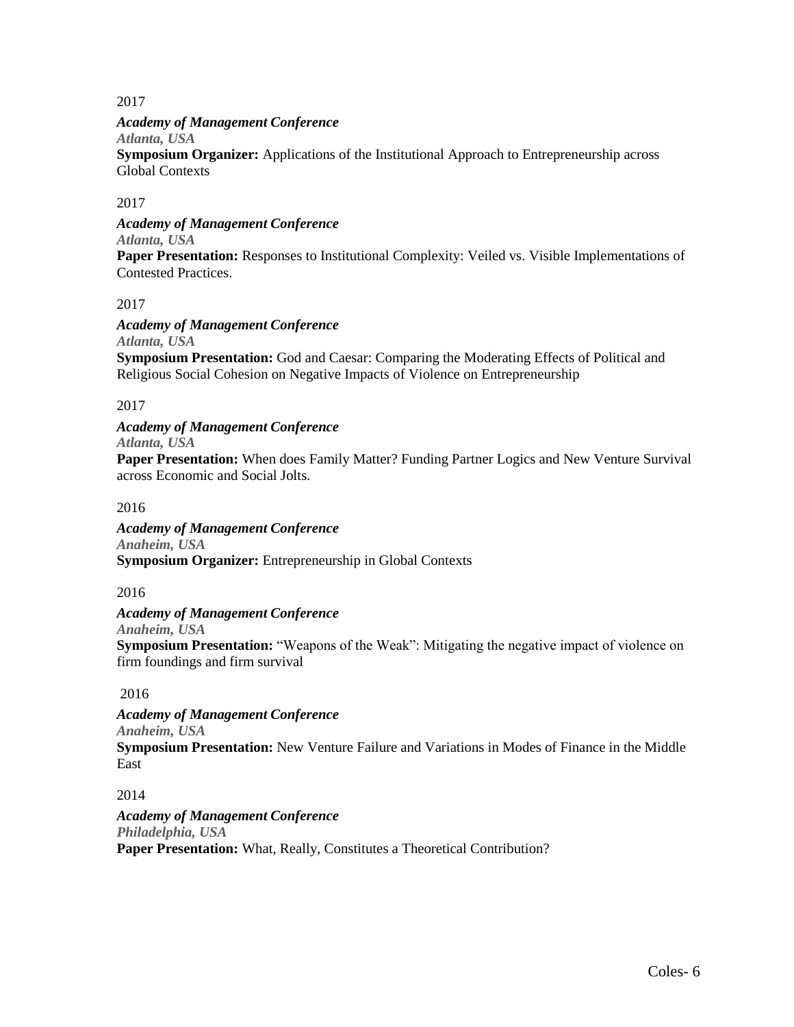2017

***Academy of Management Conference***
***Atlanta, USA***
**Symposium Organizer:** Applications of the Institutional Approach to Entrepreneurship across Global Contexts

2017

***Academy of Management Conference***
***Atlanta, USA***
**Paper Presentation:** Responses to Institutional Complexity: Veiled vs. Visible Implementations of Contested Practices.

2017

***Academy of Management Conference***
***Atlanta, USA***
**Symposium Presentation:** God and Caesar: Comparing the Moderating Effects of Political and Religious Social Cohesion on Negative Impacts of Violence on Entrepreneurship

2017

***Academy of Management Conference***
***Atlanta, USA***
**Paper Presentation:** When does Family Matter? Funding Partner Logics and New Venture Survival across Economic and Social Jolts.

2016

***Academy of Management Conference***
***Anaheim, USA***
**Symposium Organizer:** Entrepreneurship in Global Contexts

2016

***Academy of Management Conference***
***Anaheim, USA***
**Symposium Presentation:** "Weapons of the Weak": Mitigating the negative impact of violence on firm foundings and firm survival

2016

***Academy of Management Conference***
***Anaheim, USA***
**Symposium Presentation:** New Venture Failure and Variations in Modes of Finance in the Middle East

2014

***Academy of Management Conference***
***Philadelphia, USA***
**Paper Presentation:** What, Really, Constitutes a Theoretical Contribution?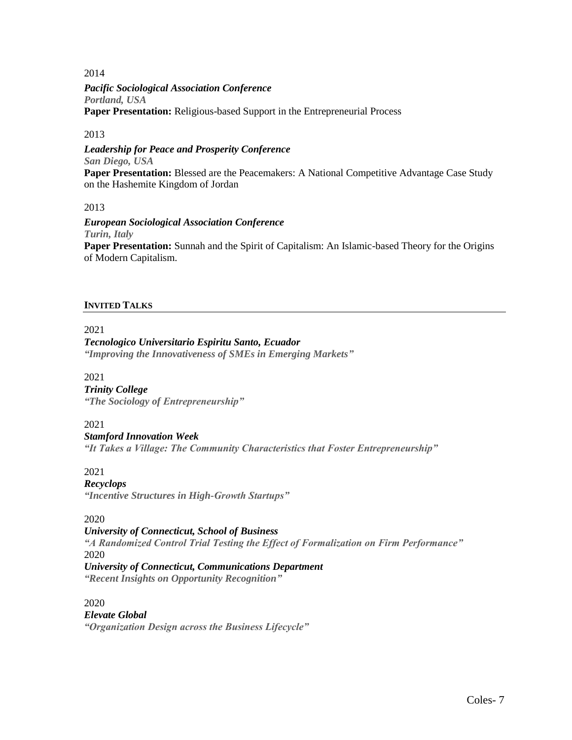2014

***Pacific Sociological Association Conference***
***Portland, USA***
**Paper Presentation:** Religious-based Support in the Entrepreneurial Process

2013

***Leadership for Peace and Prosperity Conference***
***San Diego, USA***
**Paper Presentation:** Blessed are the Peacemakers: A National Competitive Advantage Case Study on the Hashemite Kingdom of Jordan

2013

***European Sociological Association Conference***
***Turin, Italy***
**Paper Presentation:** Sunnah and the Spirit of Capitalism: An Islamic-based Theory for the Origins of Modern Capitalism.

## INVITED TALKS

2021
***Tecnologico Universitario Espiritu Santo, Ecuador***
***"Improving the Innovativeness of SMEs in Emerging Markets"***

2021
***Trinity College***
***"The Sociology of Entrepreneurship"***

2021
***Stamford Innovation Week***
***"It Takes a Village: The Community Characteristics that Foster Entrepreneurship"***

2021
***Recyclops***
***"Incentive Structures in High-Growth Startups"***

2020
***University of Connecticut, School of Business***
***"A Randomized Control Trial Testing the Effect of Formalization on Firm Performance"***

2020
***University of Connecticut, Communications Department***
***"Recent Insights on Opportunity Recognition"***

2020
***Elevate Global***
***"Organization Design across the Business Lifecycle"***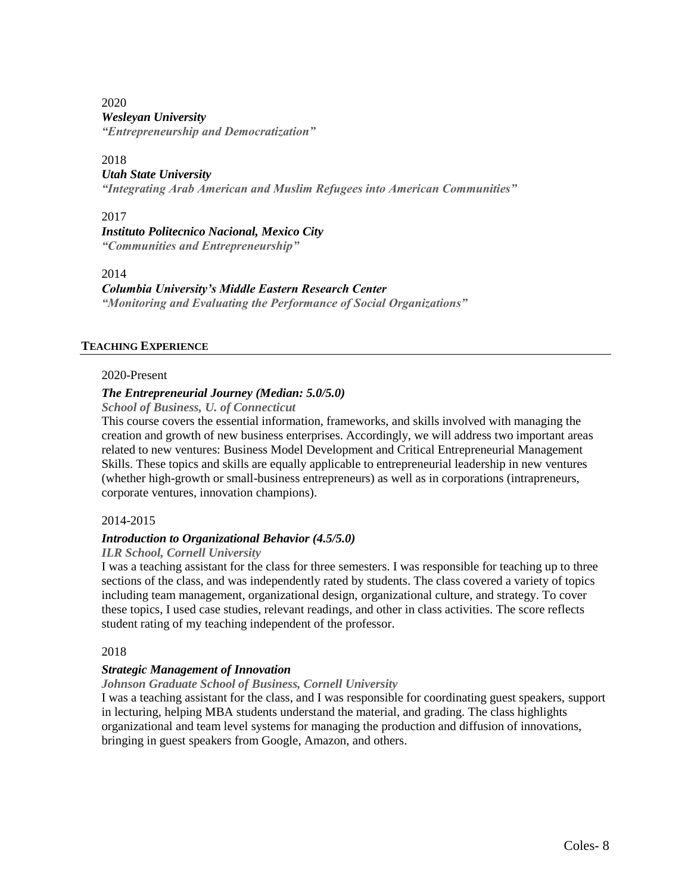2020
***Wesleyan University***
***"Entrepreneurship and Democratization"***

2018
***Utah State University***
***"Integrating Arab American and Muslim Refugees into American Communities"***

2017
***Instituto Politecnico Nacional, Mexico City***
***"Communities and Entrepreneurship"***

2014
***Columbia University's Middle Eastern Research Center***
***"Monitoring and Evaluating the Performance of Social Organizations"***

## TEACHING EXPERIENCE

2020-Present

***The Entrepreneurial Journey (Median: 5.0/5.0)***
***School of Business, U. of Connecticut***
This course covers the essential information, frameworks, and skills involved with managing the creation and growth of new business enterprises. Accordingly, we will address two important areas related to new ventures: Business Model Development and Critical Entrepreneurial Management Skills. These topics and skills are equally applicable to entrepreneurial leadership in new ventures (whether high-growth or small-business entrepreneurs) as well as in corporations (intrapreneurs, corporate ventures, innovation champions).

2014-2015

***Introduction to Organizational Behavior (4.5/5.0)***
***ILR School, Cornell University***
I was a teaching assistant for the class for three semesters. I was responsible for teaching up to three sections of the class, and was independently rated by students. The class covered a variety of topics including team management, organizational design, organizational culture, and strategy. To cover these topics, I used case studies, relevant readings, and other in class activities. The score reflects student rating of my teaching independent of the professor.

2018

***Strategic Management of Innovation***
***Johnson Graduate School of Business, Cornell University***
I was a teaching assistant for the class, and I was responsible for coordinating guest speakers, support in lecturing, helping MBA students understand the material, and grading. The class highlights organizational and team level systems for managing the production and diffusion of innovations, bringing in guest speakers from Google, Amazon, and others.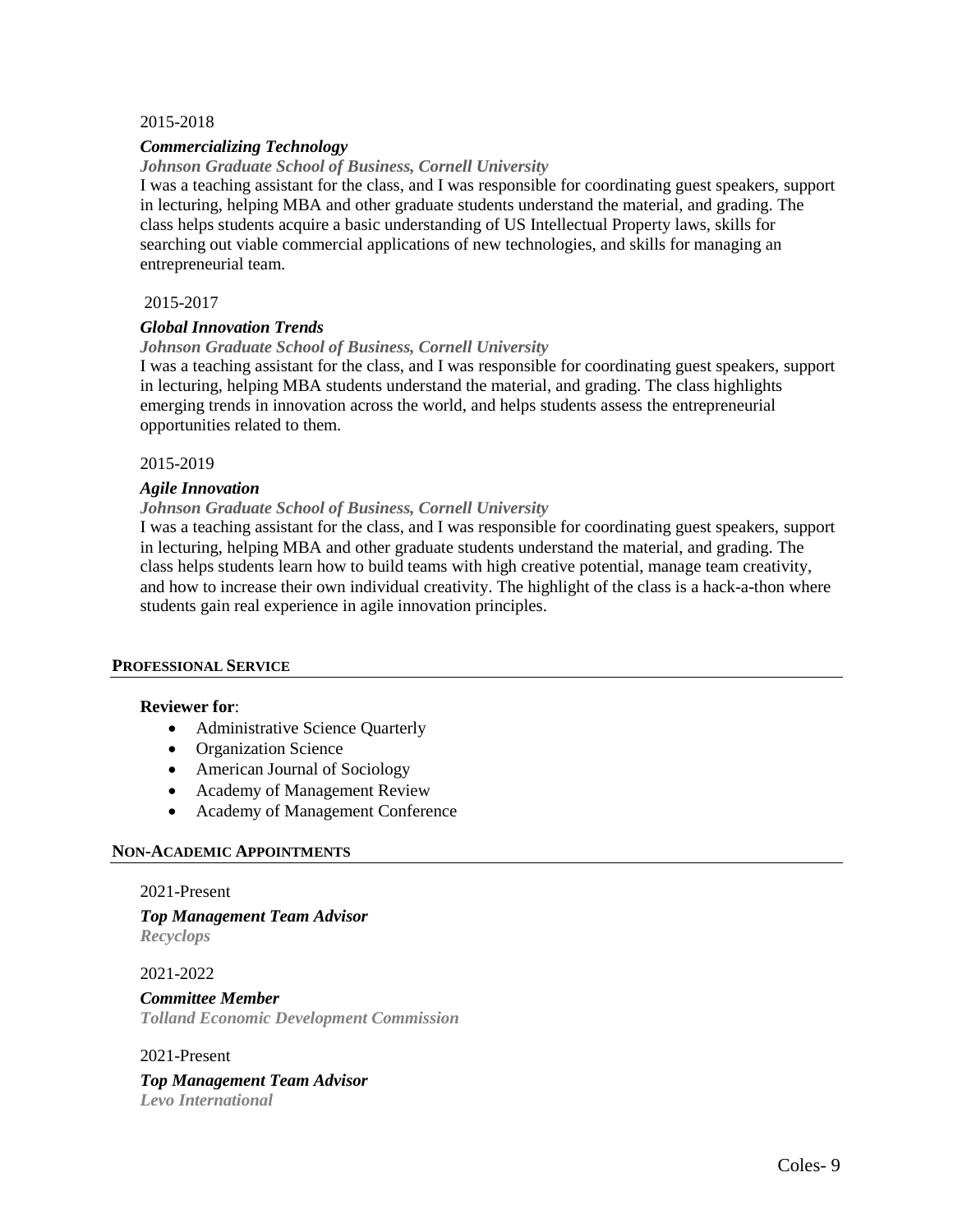2015-2018

***Commercializing Technology***

***Johnson Graduate School of Business, Cornell University***

I was a teaching assistant for the class, and I was responsible for coordinating guest speakers, support in lecturing, helping MBA and other graduate students understand the material, and grading. The class helps students acquire a basic understanding of US Intellectual Property laws, skills for searching out viable commercial applications of new technologies, and skills for managing an entrepreneurial team.

2015-2017

***Global Innovation Trends***

***Johnson Graduate School of Business, Cornell University***

I was a teaching assistant for the class, and I was responsible for coordinating guest speakers, support in lecturing, helping MBA students understand the material, and grading. The class highlights emerging trends in innovation across the world, and helps students assess the entrepreneurial opportunities related to them.

2015-2019

***Agile Innovation***

***Johnson Graduate School of Business, Cornell University***

I was a teaching assistant for the class, and I was responsible for coordinating guest speakers, support in lecturing, helping MBA and other graduate students understand the material, and grading. The class helps students learn how to build teams with high creative potential, manage team creativity, and how to increase their own individual creativity. The highlight of the class is a hack-a-thon where students gain real experience in agile innovation principles.

## PROFESSIONAL SERVICE

**Reviewer for**:

- Administrative Science Quarterly
- Organization Science
- American Journal of Sociology
- Academy of Management Review
- Academy of Management Conference

## NON-ACADEMIC APPOINTMENTS

2021-Present

***Top Management Team Advisor***

***Recyclops***

2021-2022

***Committee Member***

***Tolland Economic Development Commission***

2021-Present

***Top Management Team Advisor***

***Levo International***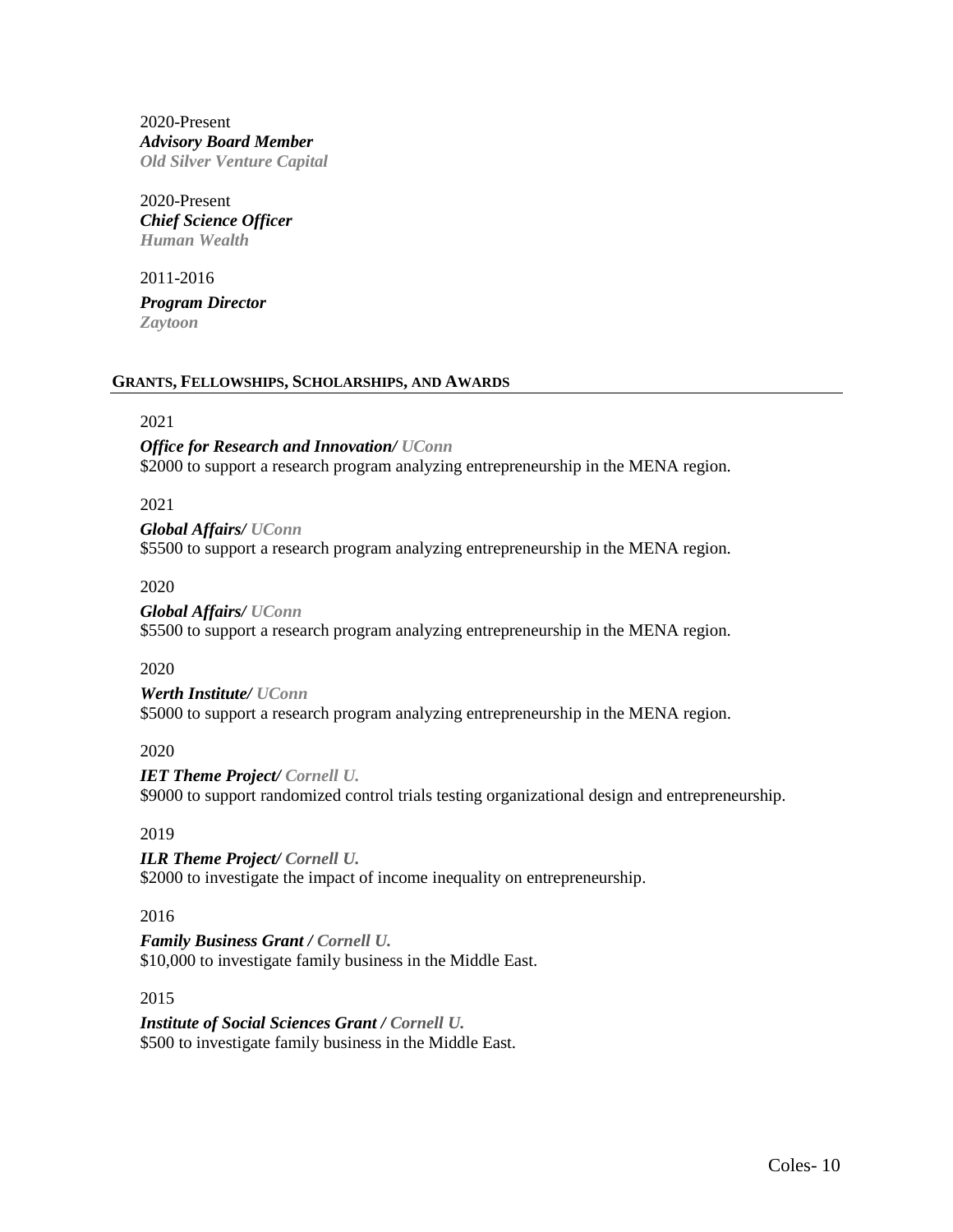2020-Present
***Advisory Board Member***
***Old Silver Venture Capital***

2020-Present
***Chief Science Officer***
***Human Wealth***

2011-2016

***Program Director***
***Zaytoon***

## GRANTS, FELLOWSHIPS, SCHOLARSHIPS, AND AWARDS

2021

***Office for Research and Innovation/ UConn***
$2000 to support a research program analyzing entrepreneurship in the MENA region.

2021

***Global Affairs/ UConn***
$5500 to support a research program analyzing entrepreneurship in the MENA region.

2020

***Global Affairs/ UConn***
$5500 to support a research program analyzing entrepreneurship in the MENA region.

2020

***Werth Institute/ UConn***
$5000 to support a research program analyzing entrepreneurship in the MENA region.

2020

***IET Theme Project/ Cornell U.***
$9000 to support randomized control trials testing organizational design and entrepreneurship.

2019

***ILR Theme Project/ Cornell U.***
$2000 to investigate the impact of income inequality on entrepreneurship.

2016

***Family Business Grant / Cornell U.***
$10,000 to investigate family business in the Middle East.

2015

***Institute of Social Sciences Grant / Cornell U.***
$500 to investigate family business in the Middle East.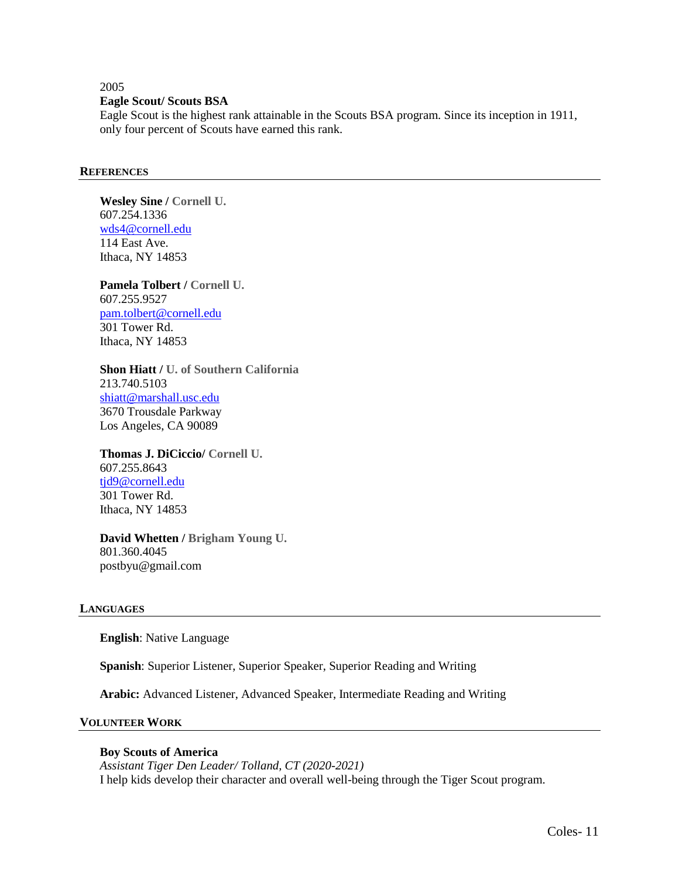2005

**Eagle Scout/ Scouts BSA**

Eagle Scout is the highest rank attainable in the Scouts BSA program. Since its inception in 1911, only four percent of Scouts have earned this rank.

## REFERENCES

**Wesley Sine / Cornell U.**
607.254.1336
wds4@cornell.edu
114 East Ave.
Ithaca, NY 14853

**Pamela Tolbert / Cornell U.**
607.255.9527
pam.tolbert@cornell.edu
301 Tower Rd.
Ithaca, NY 14853

**Shon Hiatt / U. of Southern California**
213.740.5103
shiatt@marshall.usc.edu
3670 Trousdale Parkway
Los Angeles, CA 90089

**Thomas J. DiCiccio/ Cornell U.**
607.255.8643
tjd9@cornell.edu
301 Tower Rd.
Ithaca, NY 14853

**David Whetten / Brigham Young U.**
801.360.4045
postbyu@gmail.com

## LANGUAGES

**English**: Native Language

**Spanish**: Superior Listener, Superior Speaker, Superior Reading and Writing

**Arabic:** Advanced Listener, Advanced Speaker, Intermediate Reading and Writing

## VOLUNTEER WORK

**Boy Scouts of America**
*Assistant Tiger Den Leader/ Tolland, CT (2020-2021)*
I help kids develop their character and overall well-being through the Tiger Scout program.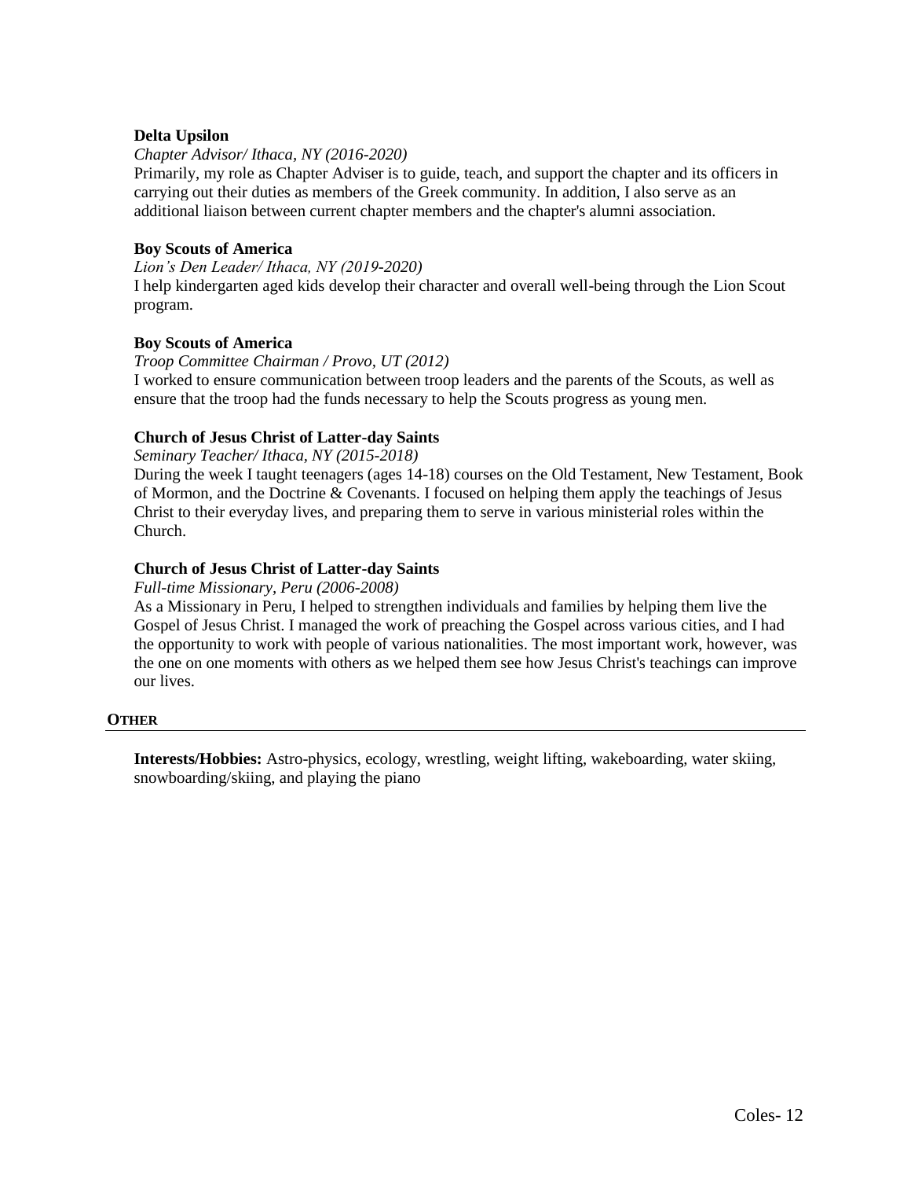**Delta Upsilon**

*Chapter Advisor/ Ithaca, NY (2016-2020)*

Primarily, my role as Chapter Adviser is to guide, teach, and support the chapter and its officers in carrying out their duties as members of the Greek community. In addition, I also serve as an additional liaison between current chapter members and the chapter's alumni association.

**Boy Scouts of America**

*Lion's Den Leader/ Ithaca, NY (2019-2020)*

I help kindergarten aged kids develop their character and overall well-being through the Lion Scout program.

**Boy Scouts of America**

*Troop Committee Chairman / Provo, UT (2012)*

I worked to ensure communication between troop leaders and the parents of the Scouts, as well as ensure that the troop had the funds necessary to help the Scouts progress as young men.

**Church of Jesus Christ of Latter-day Saints**

*Seminary Teacher/ Ithaca, NY (2015-2018)*

During the week I taught teenagers (ages 14-18) courses on the Old Testament, New Testament, Book of Mormon, and the Doctrine & Covenants. I focused on helping them apply the teachings of Jesus Christ to their everyday lives, and preparing them to serve in various ministerial roles within the Church.

**Church of Jesus Christ of Latter-day Saints**

*Full-time Missionary, Peru (2006-2008)*

As a Missionary in Peru, I helped to strengthen individuals and families by helping them live the Gospel of Jesus Christ. I managed the work of preaching the Gospel across various cities, and I had the opportunity to work with people of various nationalities. The most important work, however, was the one on one moments with others as we helped them see how Jesus Christ's teachings can improve our lives.

## OTHER

**Interests/Hobbies:** Astro-physics, ecology, wrestling, weight lifting, wakeboarding, water skiing, snowboarding/skiing, and playing the piano